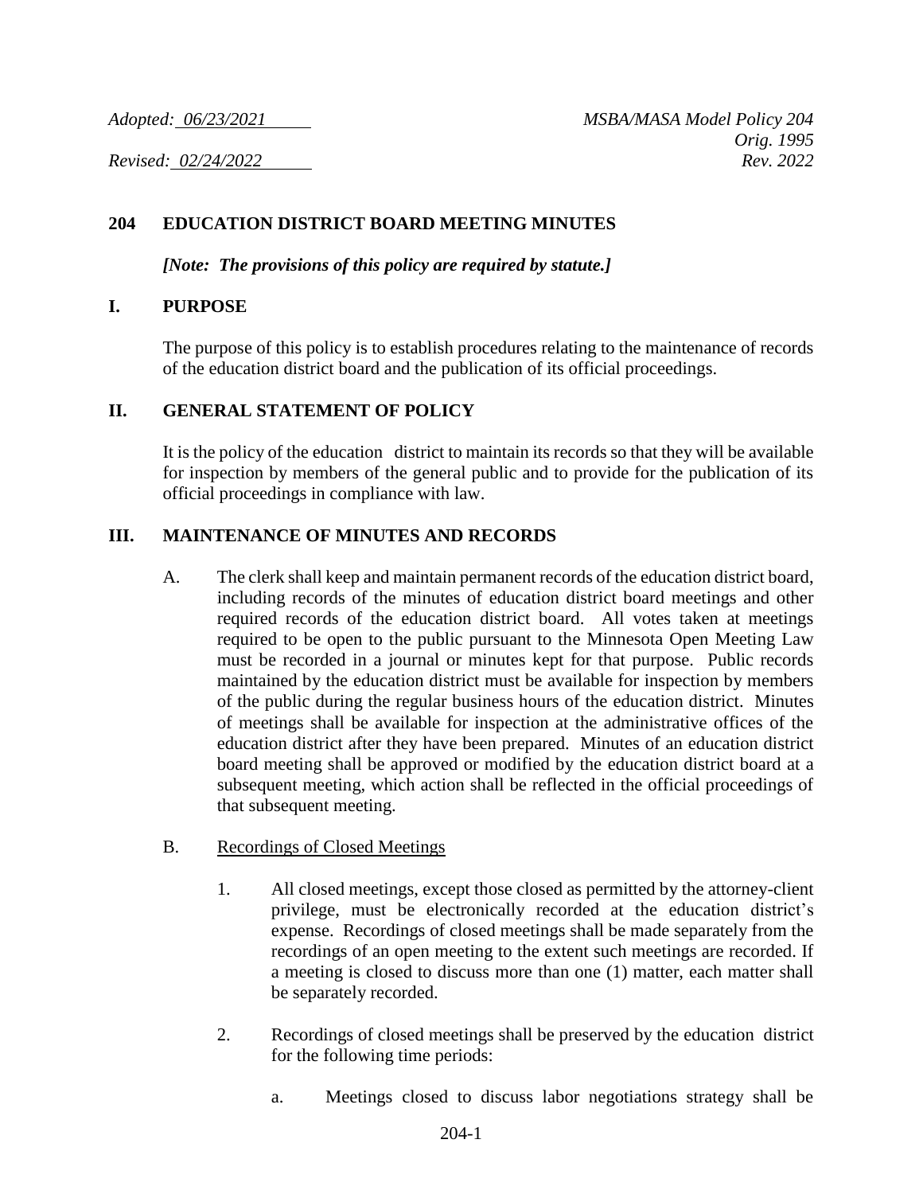*Adopted: 06/23/2021* *MSBA/MASA Model Policy 204*
*Orig. 1995*
*Revised: 02/24/2022* *Rev. 2022*

# 204 EDUCATION DISTRICT BOARD MEETING MINUTES

***[Note: The provisions of this policy are required by statute.]***

## I. PURPOSE

The purpose of this policy is to establish procedures relating to the maintenance of records of the education district board and the publication of its official proceedings.

## II. GENERAL STATEMENT OF POLICY

It is the policy of the education district to maintain its records so that they will be available for inspection by members of the general public and to provide for the publication of its official proceedings in compliance with law.

## III. MAINTENANCE OF MINUTES AND RECORDS

A. The clerk shall keep and maintain permanent records of the education district board, including records of the minutes of education district board meetings and other required records of the education district board. All votes taken at meetings required to be open to the public pursuant to the Minnesota Open Meeting Law must be recorded in a journal or minutes kept for that purpose. Public records maintained by the education district must be available for inspection by members of the public during the regular business hours of the education district. Minutes of meetings shall be available for inspection at the administrative offices of the education district after they have been prepared. Minutes of an education district board meeting shall be approved or modified by the education district board at a subsequent meeting, which action shall be reflected in the official proceedings of that subsequent meeting.

B. Recordings of Closed Meetings

1. All closed meetings, except those closed as permitted by the attorney-client privilege, must be electronically recorded at the education district's expense. Recordings of closed meetings shall be made separately from the recordings of an open meeting to the extent such meetings are recorded. If a meeting is closed to discuss more than one (1) matter, each matter shall be separately recorded.

2. Recordings of closed meetings shall be preserved by the education district for the following time periods:

a. Meetings closed to discuss labor negotiations strategy shall be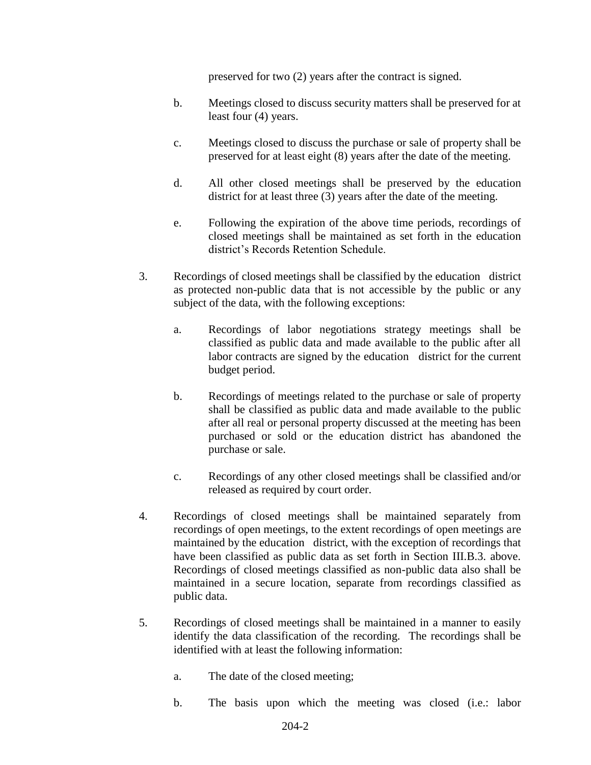preserved for two (2) years after the contract is signed.

b. Meetings closed to discuss security matters shall be preserved for at least four (4) years.

c. Meetings closed to discuss the purchase or sale of property shall be preserved for at least eight (8) years after the date of the meeting.

d. All other closed meetings shall be preserved by the education district for at least three (3) years after the date of the meeting.

e. Following the expiration of the above time periods, recordings of closed meetings shall be maintained as set forth in the education district's Records Retention Schedule.

3. Recordings of closed meetings shall be classified by the education district as protected non-public data that is not accessible by the public or any subject of the data, with the following exceptions:

   a. Recordings of labor negotiations strategy meetings shall be classified as public data and made available to the public after all labor contracts are signed by the education district for the current budget period.

   b. Recordings of meetings related to the purchase or sale of property shall be classified as public data and made available to the public after all real or personal property discussed at the meeting has been purchased or sold or the education district has abandoned the purchase or sale.

   c. Recordings of any other closed meetings shall be classified and/or released as required by court order.

4. Recordings of closed meetings shall be maintained separately from recordings of open meetings, to the extent recordings of open meetings are maintained by the education district, with the exception of recordings that have been classified as public data as set forth in Section III.B.3. above. Recordings of closed meetings classified as non-public data also shall be maintained in a secure location, separate from recordings classified as public data.

5. Recordings of closed meetings shall be maintained in a manner to easily identify the data classification of the recording. The recordings shall be identified with at least the following information:

   a. The date of the closed meeting;

   b. The basis upon which the meeting was closed (i.e.: labor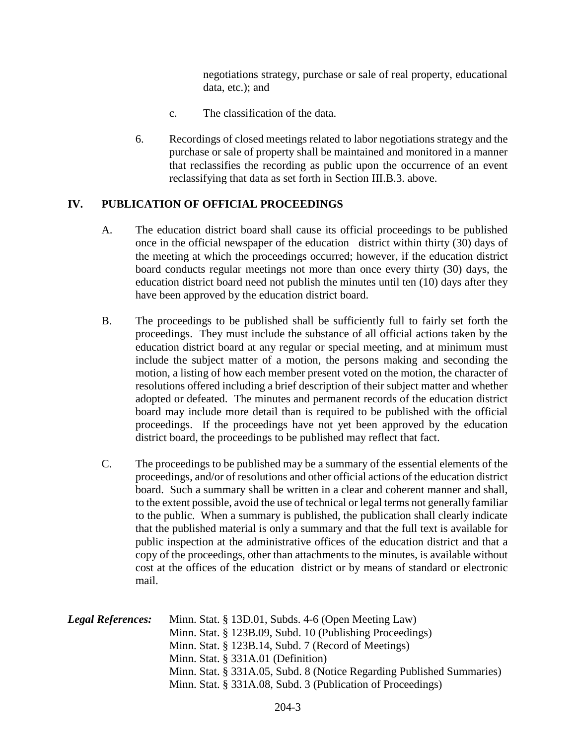negotiations strategy, purchase or sale of real property, educational data, etc.); and

c. The classification of the data.

6. Recordings of closed meetings related to labor negotiations strategy and the purchase or sale of property shall be maintained and monitored in a manner that reclassifies the recording as public upon the occurrence of an event reclassifying that data as set forth in Section III.B.3. above.

## IV. PUBLICATION OF OFFICIAL PROCEEDINGS

A. The education district board shall cause its official proceedings to be published once in the official newspaper of the education district within thirty (30) days of the meeting at which the proceedings occurred; however, if the education district board conducts regular meetings not more than once every thirty (30) days, the education district board need not publish the minutes until ten (10) days after they have been approved by the education district board.

B. The proceedings to be published shall be sufficiently full to fairly set forth the proceedings. They must include the substance of all official actions taken by the education district board at any regular or special meeting, and at minimum must include the subject matter of a motion, the persons making and seconding the motion, a listing of how each member present voted on the motion, the character of resolutions offered including a brief description of their subject matter and whether adopted or defeated. The minutes and permanent records of the education district board may include more detail than is required to be published with the official proceedings. If the proceedings have not yet been approved by the education district board, the proceedings to be published may reflect that fact.

C. The proceedings to be published may be a summary of the essential elements of the proceedings, and/or of resolutions and other official actions of the education district board. Such a summary shall be written in a clear and coherent manner and shall, to the extent possible, avoid the use of technical or legal terms not generally familiar to the public. When a summary is published, the publication shall clearly indicate that the published material is only a summary and that the full text is available for public inspection at the administrative offices of the education district and that a copy of the proceedings, other than attachments to the minutes, is available without cost at the offices of the education district or by means of standard or electronic mail.

***Legal References:***
Minn. Stat. § 13D.01, Subds. 4-6 (Open Meeting Law)
Minn. Stat. § 123B.09, Subd. 10 (Publishing Proceedings)
Minn. Stat. § 123B.14, Subd. 7 (Record of Meetings)
Minn. Stat. § 331A.01 (Definition)
Minn. Stat. § 331A.05, Subd. 8 (Notice Regarding Published Summaries)
Minn. Stat. § 331A.08, Subd. 3 (Publication of Proceedings)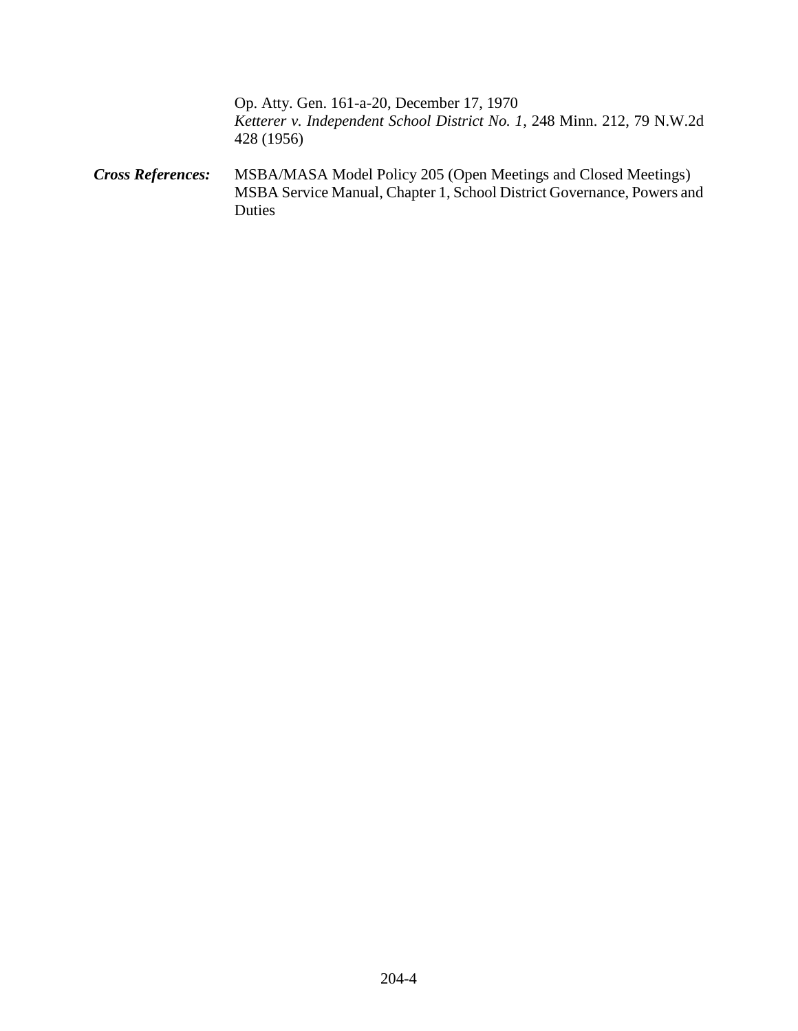Op. Atty. Gen. 161-a-20, December 17, 1970
*Ketterer v. Independent School District No. 1*, 248 Minn. 212, 79 N.W.2d 428 (1956)

***Cross References:*** MSBA/MASA Model Policy 205 (Open Meetings and Closed Meetings)
MSBA Service Manual, Chapter 1, School District Governance, Powers and Duties